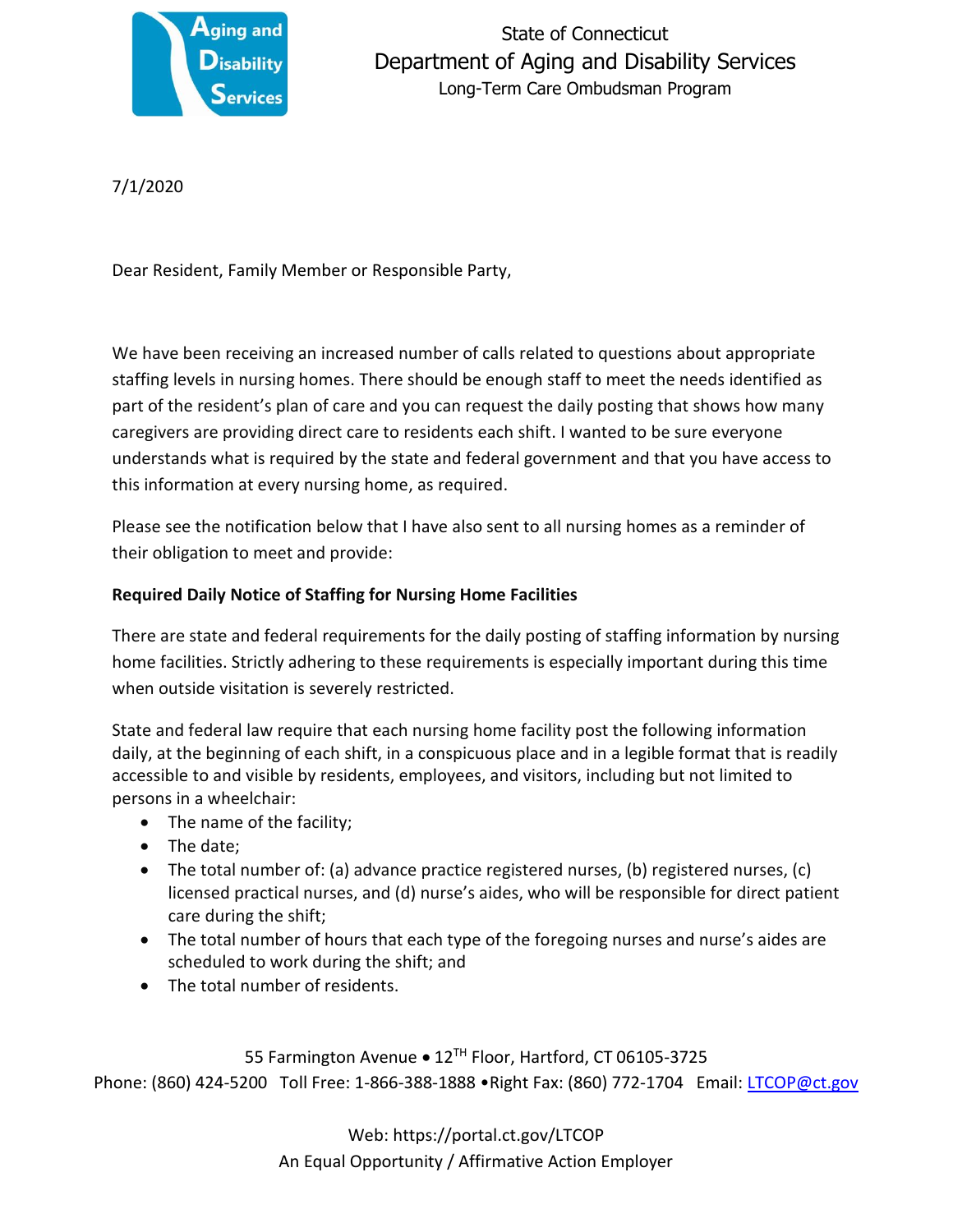State of Connecticut
Department of Aging and Disability Services
Long-Term Care Ombudsman Program

7/1/2020

Dear Resident, Family Member or Responsible Party,

We have been receiving an increased number of calls related to questions about appropriate staffing levels in nursing homes. There should be enough staff to meet the needs identified as part of the resident's plan of care and you can request the daily posting that shows how many caregivers are providing direct care to residents each shift. I wanted to be sure everyone understands what is required by the state and federal government and that you have access to this information at every nursing home, as required.

Please see the notification below that I have also sent to all nursing homes as a reminder of their obligation to meet and provide:

**Required Daily Notice of Staffing for Nursing Home Facilities**

There are state and federal requirements for the daily posting of staffing information by nursing home facilities. Strictly adhering to these requirements is especially important during this time when outside visitation is severely restricted.

State and federal law require that each nursing home facility post the following information daily, at the beginning of each shift, in a conspicuous place and in a legible format that is readily accessible to and visible by residents, employees, and visitors, including but not limited to persons in a wheelchair:

- The name of the facility;
- The date;
- The total number of: (a) advance practice registered nurses, (b) registered nurses, (c) licensed practical nurses, and (d) nurse's aides, who will be responsible for direct patient care during the shift;
- The total number of hours that each type of the foregoing nurses and nurse's aides are scheduled to work during the shift; and
- The total number of residents.

55 Farmington Avenue • 12TH Floor, Hartford, CT 06105-3725
Phone: (860) 424-5200 Toll Free: 1-866-388-1888 •Right Fax: (860) 772-1704 Email: LTCOP@ct.gov

Web: https://portal.ct.gov/LTCOP
An Equal Opportunity / Affirmative Action Employer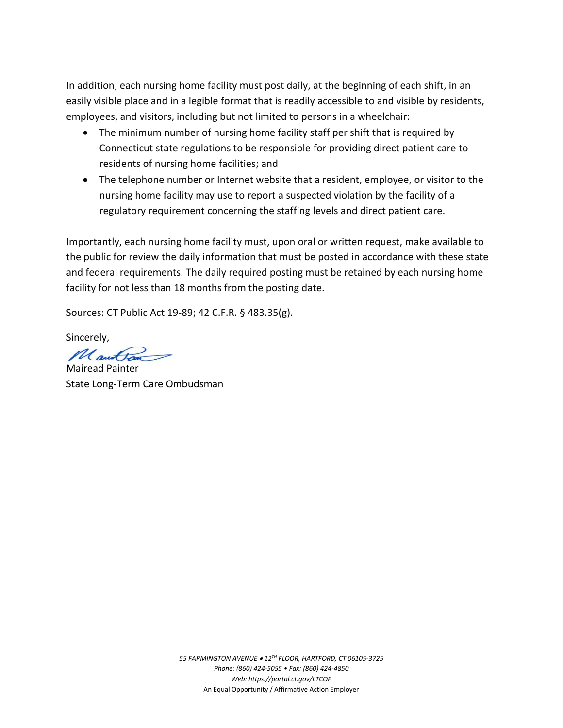In addition, each nursing home facility must post daily, at the beginning of each shift, in an easily visible place and in a legible format that is readily accessible to and visible by residents, employees, and visitors, including but not limited to persons in a wheelchair:

- The minimum number of nursing home facility staff per shift that is required by Connecticut state regulations to be responsible for providing direct patient care to residents of nursing home facilities; and
- The telephone number or Internet website that a resident, employee, or visitor to the nursing home facility may use to report a suspected violation by the facility of a regulatory requirement concerning the staffing levels and direct patient care.

Importantly, each nursing home facility must, upon oral or written request, make available to the public for review the daily information that must be posted in accordance with these state and federal requirements. The daily required posting must be retained by each nursing home facility for not less than 18 months from the posting date.

Sources: CT Public Act 19-89; 42 C.F.R. § 483.35(g).

Sincerely,

Mairead Painter
State Long-Term Care Ombudsman

*55 FARMINGTON AVENUE • 12TH FLOOR, HARTFORD, CT 06105-3725*
*Phone: (860) 424-5055 • Fax: (860) 424-4850*
*Web: https://portal.ct.gov/LTCOP*
An Equal Opportunity / Affirmative Action Employer